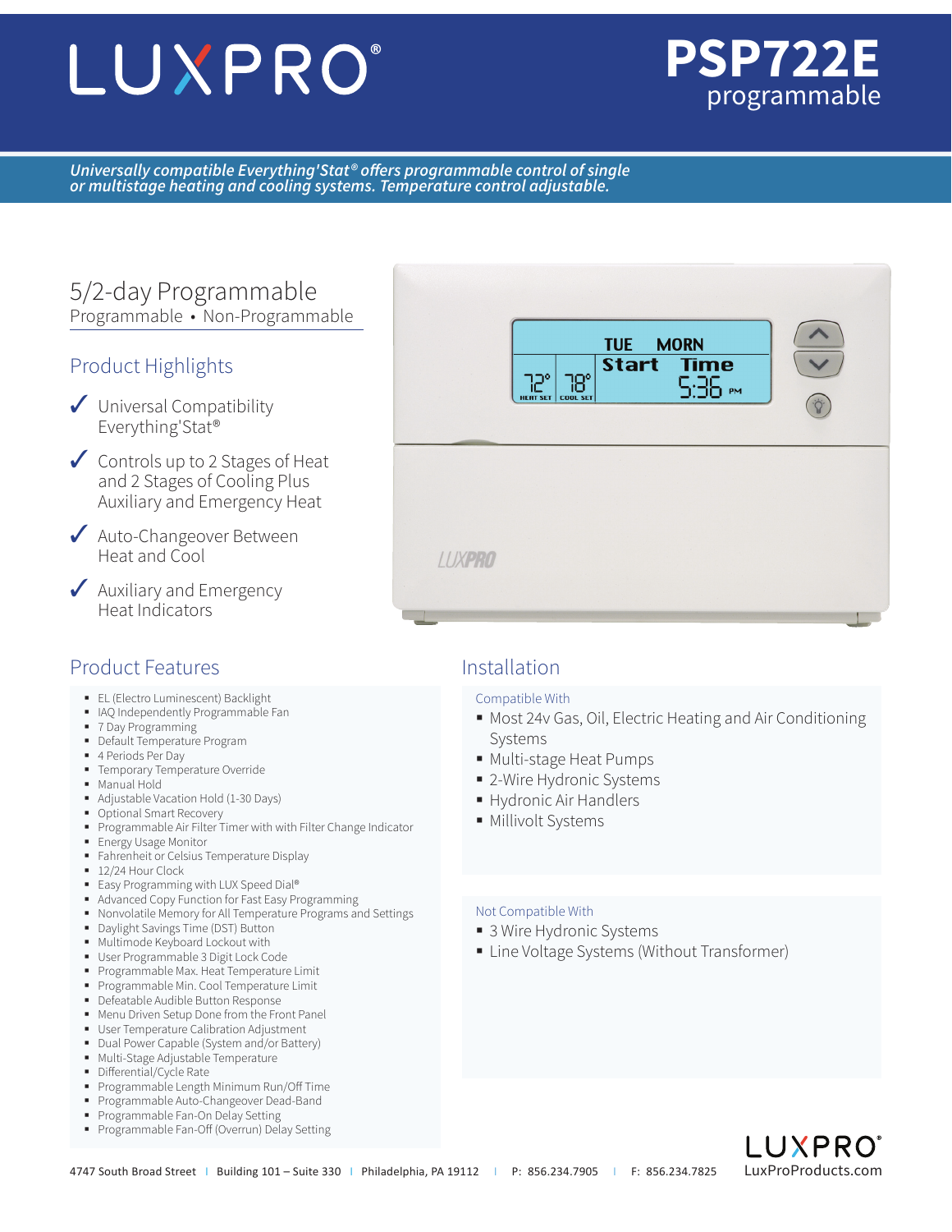# LUXPRO®

## PSP722E
programmable

*Universally compatible Everything'Stat® offers programmable control of single or multistage heating and cooling systems. Temperature control adjustable.*

## 5/2-day Programmable
Programmable • Non-Programmable

## Product Highlights

- ✓ Universal Compatibility Everything'Stat®
- ✓ Controls up to 2 Stages of Heat and 2 Stages of Cooling Plus Auxiliary and Emergency Heat
- ✓ Auto-Changeover Between Heat and Cool
- ✓ Auxiliary and Emergency Heat Indicators

## Product Features

- EL (Electro Luminescent) Backlight
- IAQ Independently Programmable Fan
- 7 Day Programming
- Default Temperature Program
- 4 Periods Per Day
- Temporary Temperature Override
- Manual Hold
- Adjustable Vacation Hold (1-30 Days)
- Optional Smart Recovery
- Programmable Air Filter Timer with with Filter Change Indicator
- Energy Usage Monitor
- Fahrenheit or Celsius Temperature Display
- 12/24 Hour Clock
- Easy Programming with LUX Speed Dial®
- Advanced Copy Function for Fast Easy Programming
- Nonvolatile Memory for All Temperature Programs and Settings
- Daylight Savings Time (DST) Button
- Multimode Keyboard Lockout with
- User Programmable 3 Digit Lock Code
- Programmable Max. Heat Temperature Limit
- Programmable Min. Cool Temperature Limit
- Defeatable Audible Button Response
- Menu Driven Setup Done from the Front Panel
- User Temperature Calibration Adjustment
- Dual Power Capable (System and/or Battery)
- Multi-Stage Adjustable Temperature
- Differential/Cycle Rate
- Programmable Length Minimum Run/Off Time
- Programmable Auto-Changeover Dead-Band
- Programmable Fan-On Delay Setting
- Programmable Fan-Off (Overrun) Delay Setting

## Installation

### Compatible With

- Most 24v Gas, Oil, Electric Heating and Air Conditioning Systems
- Multi-stage Heat Pumps
- 2-Wire Hydronic Systems
- Hydronic Air Handlers
- Millivolt Systems

### Not Compatible With

- 3 Wire Hydronic Systems
- Line Voltage Systems (Without Transformer)

4747 South Broad Street | Building 101 – Suite 330 | Philadelphia, PA 19112 | P: 856.234.7905 | F: 856.234.7825

LUXPRO® LuxProProducts.com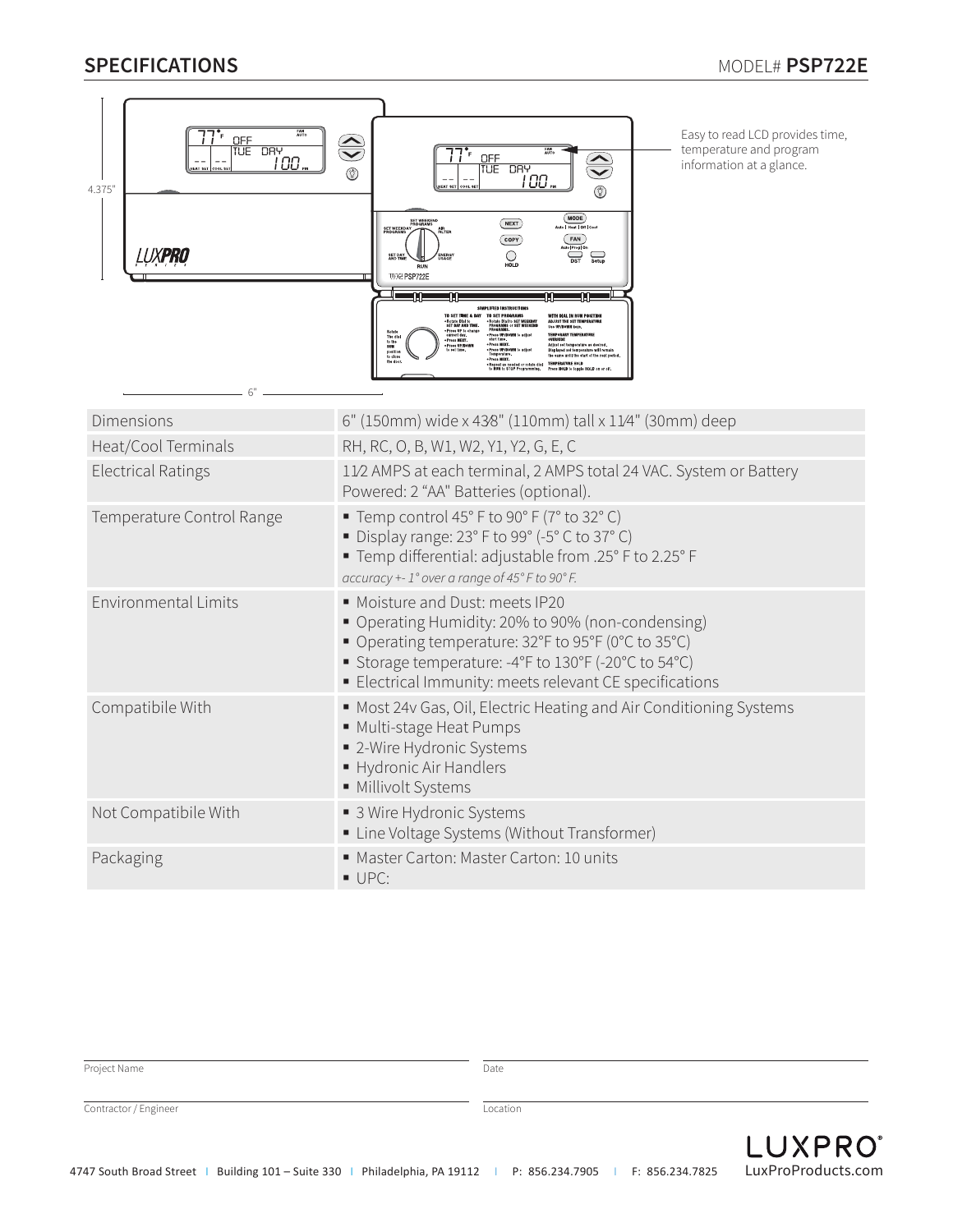## SPECIFICATIONS

MODEL# **PSP722E**

Easy to read LCD provides time, temperature and program information at a glance.

4.375"

6"

| | |
|---|---|
| Dimensions | 6" (150mm) wide x 43⁄8" (110mm) tall x 11⁄4" (30mm) deep |
| Heat/Cool Terminals | RH, RC, O, B, W1, W2, Y1, Y2, G, E, C |
| Electrical Ratings | 11⁄2 AMPS at each terminal, 2 AMPS total 24 VAC. System or Battery Powered: 2 "AA" Batteries (optional). |
| Temperature Control Range | ▪ Temp control 45° F to 90° F (7° to 32° C)<br>▪ Display range: 23° F to 99° (-5° C to 37° C)<br>▪ Temp differential: adjustable from .25° F to 2.25° F<br>*accuracy +- 1° over a range of 45° F to 90° F.* |
| Environmental Limits | ▪ Moisture and Dust: meets IP20<br>▪ Operating Humidity: 20% to 90% (non-condensing)<br>▪ Operating temperature: 32°F to 95°F (0°C to 35°C)<br>▪ Storage temperature: -4°F to 130°F (-20°C to 54°C)<br>▪ Electrical Immunity: meets relevant CE specifications |
| Compatibile With | ▪ Most 24v Gas, Oil, Electric Heating and Air Conditioning Systems<br>▪ Multi-stage Heat Pumps<br>▪ 2-Wire Hydronic Systems<br>▪ Hydronic Air Handlers<br>▪ Millivolt Systems |
| Not Compatibile With | ▪ 3 Wire Hydronic Systems<br>▪ Line Voltage Systems (Without Transformer) |
| Packaging | ▪ Master Carton: Master Carton: 10 units<br>▪ UPC: |

Project Name

Date

Contractor / Engineer

Location

LUXPRO®
LuxProProducts.com

4747 South Broad Street | Building 101 – Suite 330 | Philadelphia, PA 19112 | P: 856.234.7905 | F: 856.234.7825